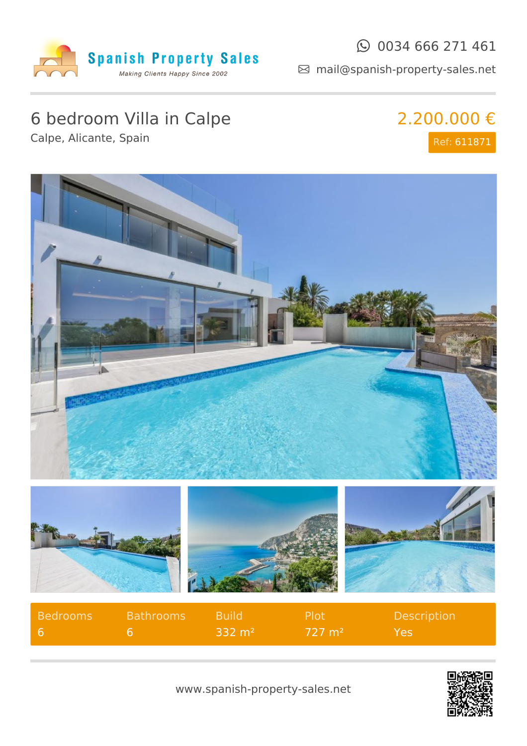Spanish Property Sales

*Making Clients Happy Since 2002*

0034 666 271 461

mail@spanish-property-sales.net

# 6 bedroom Villa in Calpe

Calpe, Alicante, Spain

**2.200.000 €**

Ref: 611871

| Bedrooms | Bathrooms | Build | Plot | Description |
|---|---|---|---|---|
| 6 | 6 | 332 m² | 727 m² | Yes |

www.spanish-property-sales.net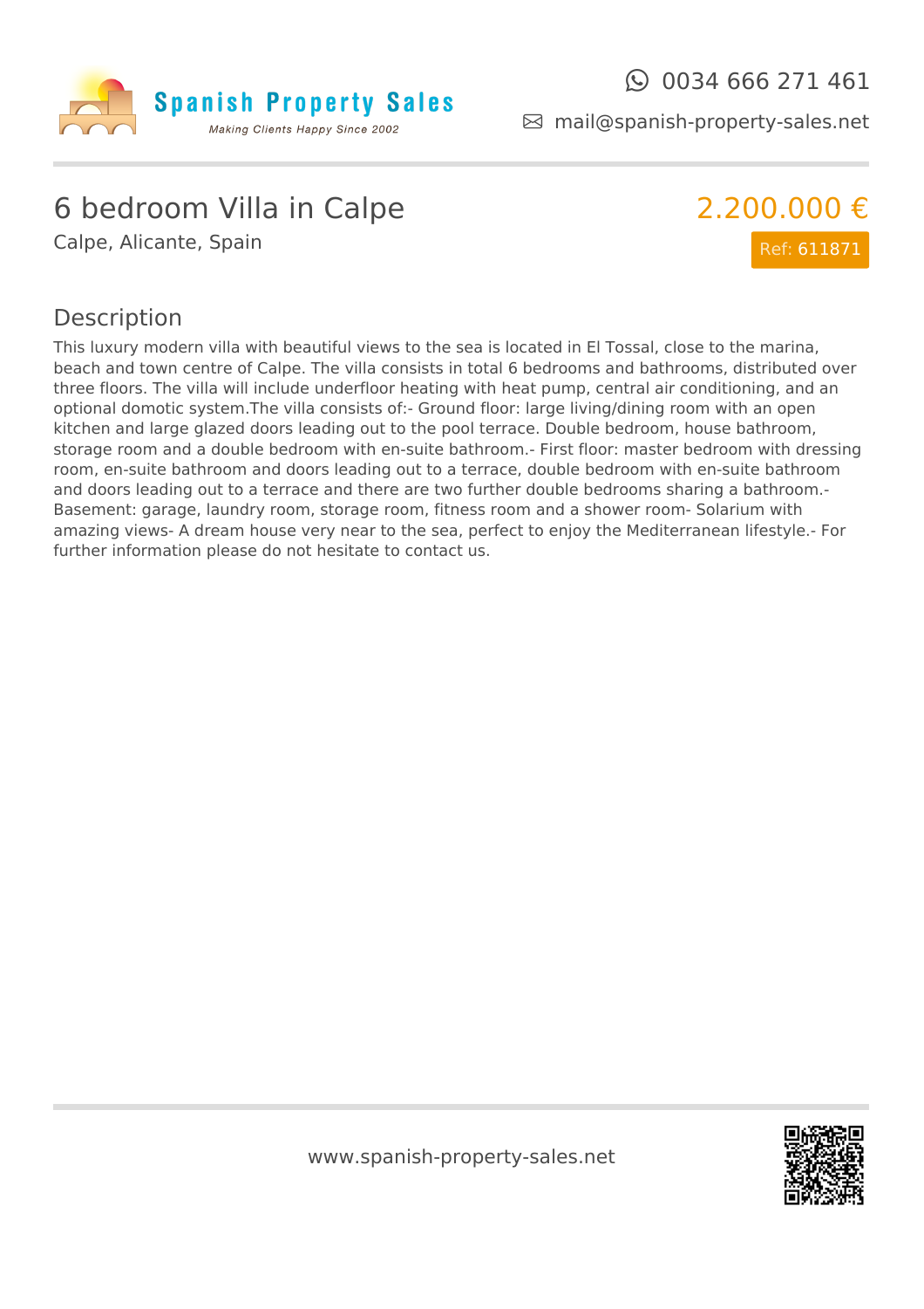# Spanish Property Sales

*Making Clients Happy Since 2002*

0034 666 271 461

mail@spanish-property-sales.net

## 6 bedroom Villa in Calpe

Calpe, Alicante, Spain

**2.200.000 €**

Ref: 611871

### Description

This luxury modern villa with beautiful views to the sea is located in El Tossal, close to the marina, beach and town centre of Calpe. The villa consists in total 6 bedrooms and bathrooms, distributed over three floors. The villa will include underfloor heating with heat pump, central air conditioning, and an optional domotic system.The villa consists of:- Ground floor: large living/dining room with an open kitchen and large glazed doors leading out to the pool terrace. Double bedroom, house bathroom, storage room and a double bedroom with en-suite bathroom.- First floor: master bedroom with dressing room, en-suite bathroom and doors leading out to a terrace, double bedroom with en-suite bathroom and doors leading out to a terrace and there are two further double bedrooms sharing a bathroom.- Basement: garage, laundry room, storage room, fitness room and a shower room- Solarium with amazing views- A dream house very near to the sea, perfect to enjoy the Mediterranean lifestyle.- For further information please do not hesitate to contact us.

www.spanish-property-sales.net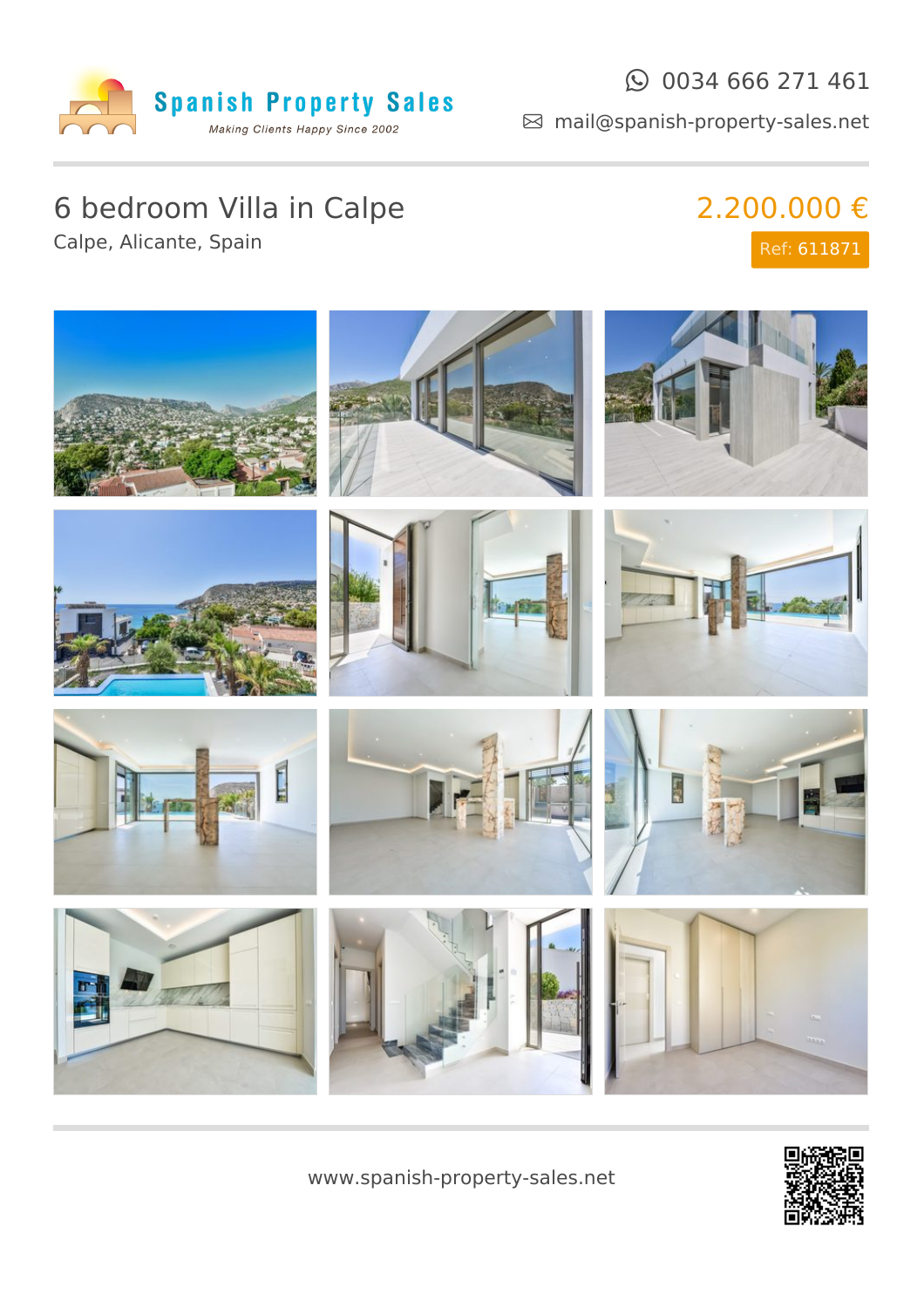Spanish Property Sales

*Making Clients Happy Since 2002*

0034 666 271 461

mail@spanish-property-sales.net

# 6 bedroom Villa in Calpe

Calpe, Alicante, Spain

2.200.000 €

Ref: 611871

www.spanish-property-sales.net